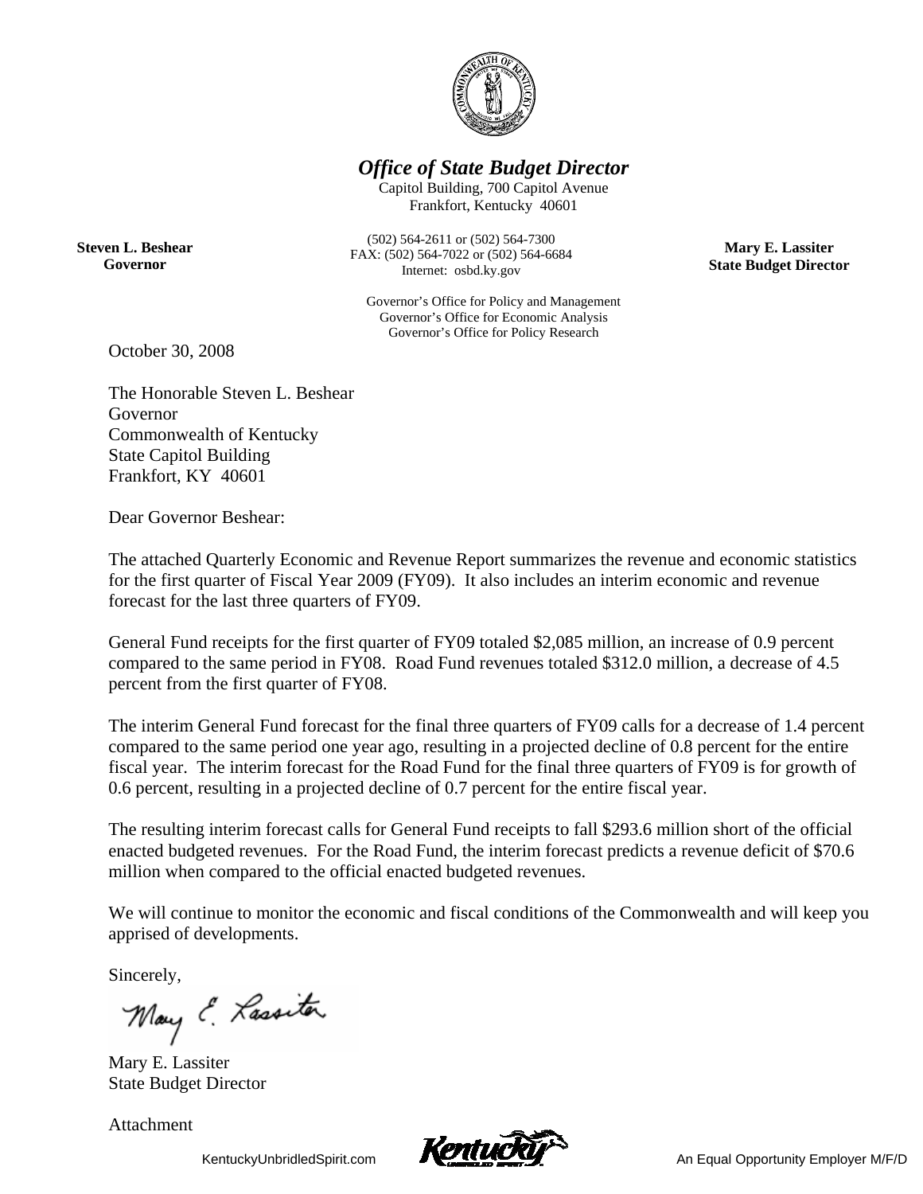# *Office of State Budget Director*

Capitol Building, 700 Capitol Avenue
Frankfort, Kentucky 40601

(502) 564-2611 or (502) 564-7300
FAX: (502) 564-7022 or (502) 564-6684
Internet: osbd.ky.gov

Governor's Office for Policy and Management
Governor's Office for Economic Analysis
Governor's Office for Policy Research

**Steven L. Beshear**
**Governor**

**Mary E. Lassiter**
**State Budget Director**

October 30, 2008

The Honorable Steven L. Beshear
Governor
Commonwealth of Kentucky
State Capitol Building
Frankfort, KY 40601

Dear Governor Beshear:

The attached Quarterly Economic and Revenue Report summarizes the revenue and economic statistics for the first quarter of Fiscal Year 2009 (FY09). It also includes an interim economic and revenue forecast for the last three quarters of FY09.

General Fund receipts for the first quarter of FY09 totaled $2,085 million, an increase of 0.9 percent compared to the same period in FY08. Road Fund revenues totaled $312.0 million, a decrease of 4.5 percent from the first quarter of FY08.

The interim General Fund forecast for the final three quarters of FY09 calls for a decrease of 1.4 percent compared to the same period one year ago, resulting in a projected decline of 0.8 percent for the entire fiscal year. The interim forecast for the Road Fund for the final three quarters of FY09 is for growth of 0.6 percent, resulting in a projected decline of 0.7 percent for the entire fiscal year.

The resulting interim forecast calls for General Fund receipts to fall $293.6 million short of the official enacted budgeted revenues. For the Road Fund, the interim forecast predicts a revenue deficit of $70.6 million when compared to the official enacted budgeted revenues.

We will continue to monitor the economic and fiscal conditions of the Commonwealth and will keep you apprised of developments.

Sincerely,

Mary E. Lassiter
State Budget Director

Attachment

KentuckyUnbridledSpirit.com — An Equal Opportunity Employer M/F/D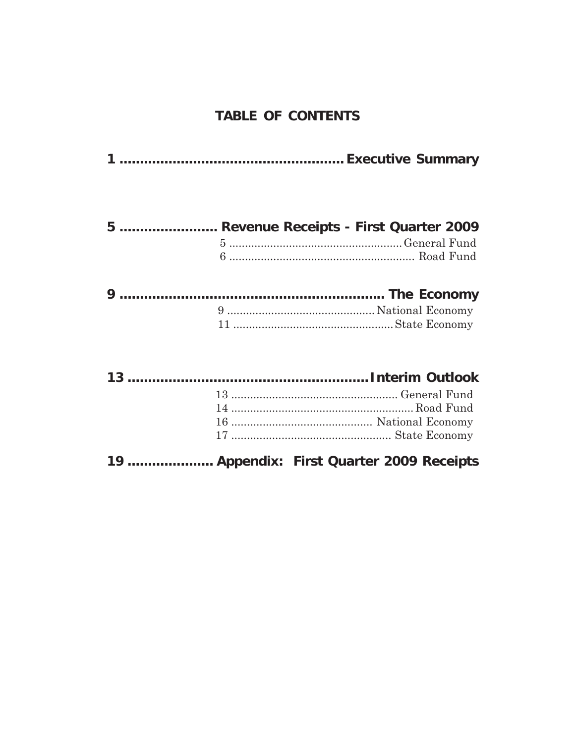## TABLE OF CONTENTS

**1 .................................................. Executive Summary**

**5 ........................ Revenue Receipts - First Quarter 2009**

5 .................................................. General Fund
6 .................................................. Road Fund

**9 .................................................. The Economy**

9 .................................................. National Economy
11 .................................................. State Economy

**13 .................................................. Interim Outlook**

13 .................................................. General Fund
14 .................................................. Road Fund
16 .................................................. National Economy
17 .................................................. State Economy

**19 .................... Appendix: First Quarter 2009 Receipts**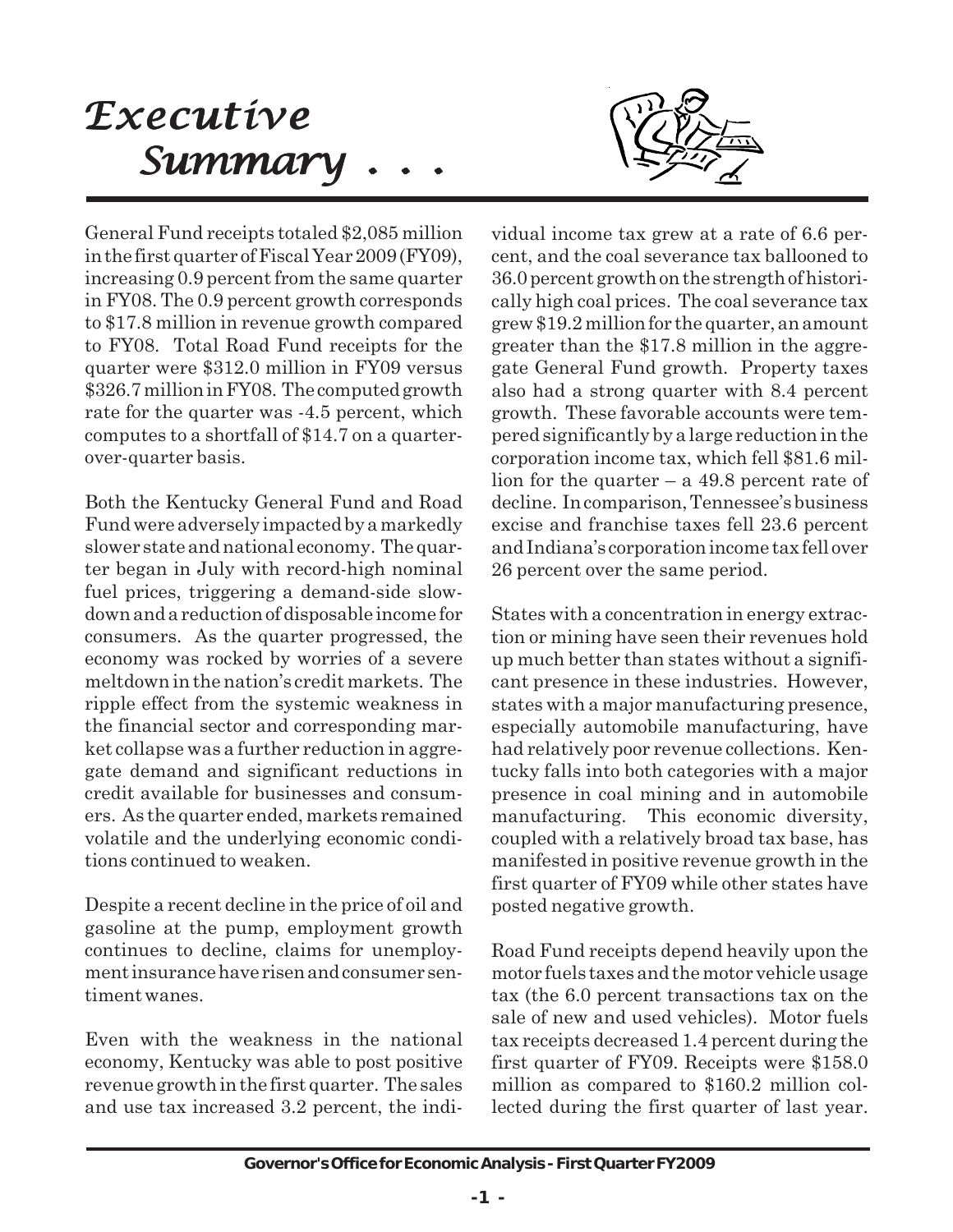# *Executive Summary . . .*

General Fund receipts totaled $2,085 million in the first quarter of Fiscal Year 2009 (FY09), increasing 0.9 percent from the same quarter in FY08. The 0.9 percent growth corresponds to $17.8 million in revenue growth compared to FY08. Total Road Fund receipts for the quarter were $312.0 million in FY09 versus $326.7 million in FY08. The computed growth rate for the quarter was -4.5 percent, which computes to a shortfall of $14.7 on a quarter-over-quarter basis.

Both the Kentucky General Fund and Road Fund were adversely impacted by a markedly slower state and national economy. The quarter began in July with record-high nominal fuel prices, triggering a demand-side slowdown and a reduction of disposable income for consumers. As the quarter progressed, the economy was rocked by worries of a severe meltdown in the nation's credit markets. The ripple effect from the systemic weakness in the financial sector and corresponding market collapse was a further reduction in aggregate demand and significant reductions in credit available for businesses and consumers. As the quarter ended, markets remained volatile and the underlying economic conditions continued to weaken.

Despite a recent decline in the price of oil and gasoline at the pump, employment growth continues to decline, claims for unemployment insurance have risen and consumer sentiment wanes.

Even with the weakness in the national economy, Kentucky was able to post positive revenue growth in the first quarter. The sales and use tax increased 3.2 percent, the individual income tax grew at a rate of 6.6 percent, and the coal severance tax ballooned to 36.0 percent growth on the strength of historically high coal prices. The coal severance tax grew $19.2 million for the quarter, an amount greater than the $17.8 million in the aggregate General Fund growth. Property taxes also had a strong quarter with 8.4 percent growth. These favorable accounts were tempered significantly by a large reduction in the corporation income tax, which fell $81.6 million for the quarter – a 49.8 percent rate of decline. In comparison, Tennessee's business excise and franchise taxes fell 23.6 percent and Indiana's corporation income tax fell over 26 percent over the same period.

States with a concentration in energy extraction or mining have seen their revenues hold up much better than states without a significant presence in these industries. However, states with a major manufacturing presence, especially automobile manufacturing, have had relatively poor revenue collections. Kentucky falls into both categories with a major presence in coal mining and in automobile manufacturing. This economic diversity, coupled with a relatively broad tax base, has manifested in positive revenue growth in the first quarter of FY09 while other states have posted negative growth.

Road Fund receipts depend heavily upon the motor fuels taxes and the motor vehicle usage tax (the 6.0 percent transactions tax on the sale of new and used vehicles). Motor fuels tax receipts decreased 1.4 percent during the first quarter of FY09. Receipts were $158.0 million as compared to $160.2 million collected during the first quarter of last year.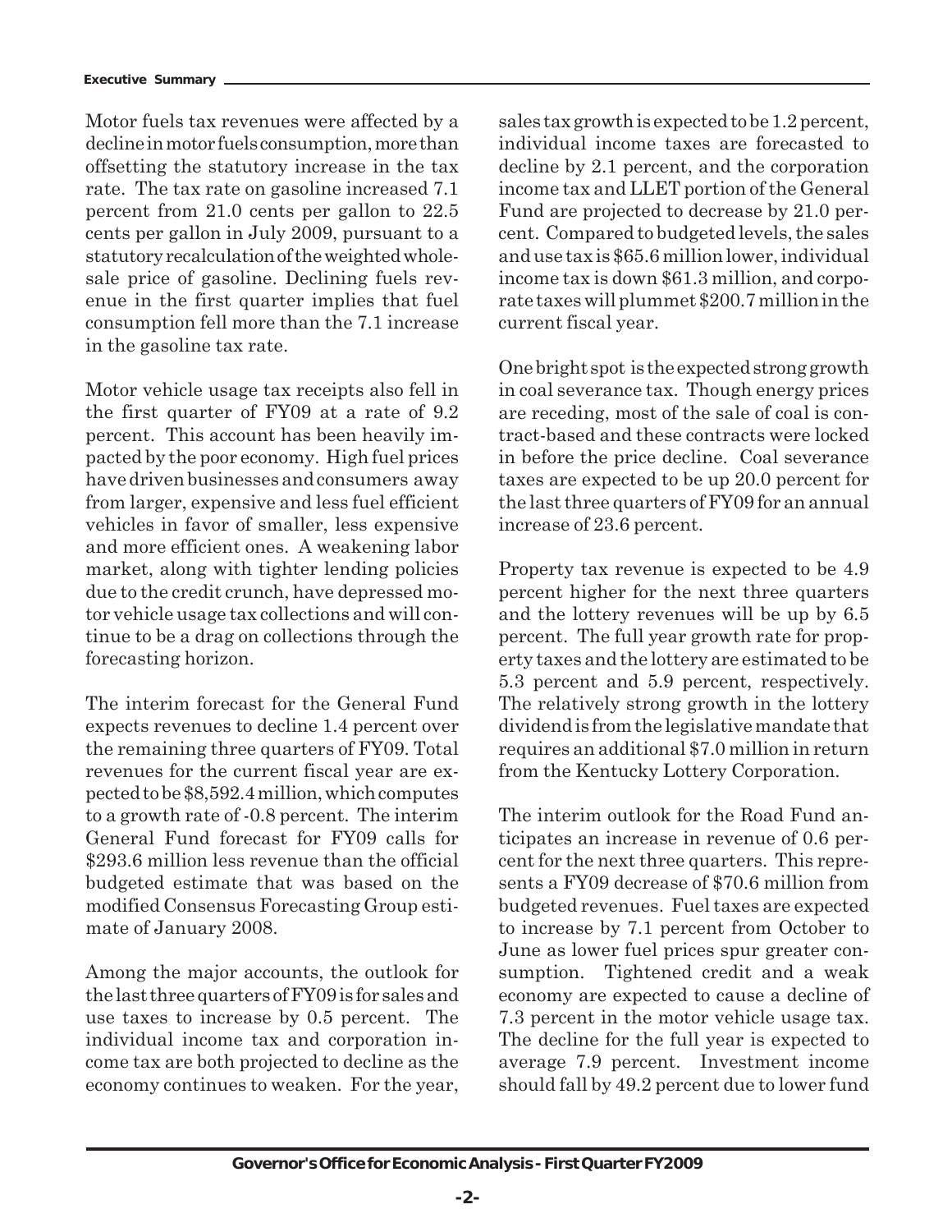Motor fuels tax revenues were affected by a decline in motor fuels consumption, more than offsetting the statutory increase in the tax rate. The tax rate on gasoline increased 7.1 percent from 21.0 cents per gallon to 22.5 cents per gallon in July 2009, pursuant to a statutory recalculation of the weighted wholesale price of gasoline. Declining fuels revenue in the first quarter implies that fuel consumption fell more than the 7.1 increase in the gasoline tax rate.

Motor vehicle usage tax receipts also fell in the first quarter of FY09 at a rate of 9.2 percent. This account has been heavily impacted by the poor economy. High fuel prices have driven businesses and consumers away from larger, expensive and less fuel efficient vehicles in favor of smaller, less expensive and more efficient ones. A weakening labor market, along with tighter lending policies due to the credit crunch, have depressed motor vehicle usage tax collections and will continue to be a drag on collections through the forecasting horizon.

The interim forecast for the General Fund expects revenues to decline 1.4 percent over the remaining three quarters of FY09. Total revenues for the current fiscal year are expected to be $8,592.4 million, which computes to a growth rate of -0.8 percent. The interim General Fund forecast for FY09 calls for $293.6 million less revenue than the official budgeted estimate that was based on the modified Consensus Forecasting Group estimate of January 2008.

Among the major accounts, the outlook for the last three quarters of FY09 is for sales and use taxes to increase by 0.5 percent. The individual income tax and corporation income tax are both projected to decline as the economy continues to weaken. For the year, sales tax growth is expected to be 1.2 percent, individual income taxes are forecasted to decline by 2.1 percent, and the corporation income tax and LLET portion of the General Fund are projected to decrease by 21.0 percent. Compared to budgeted levels, the sales and use tax is $65.6 million lower, individual income tax is down $61.3 million, and corporate taxes will plummet $200.7 million in the current fiscal year.

One bright spot is the expected strong growth in coal severance tax. Though energy prices are receding, most of the sale of coal is contract-based and these contracts were locked in before the price decline. Coal severance taxes are expected to be up 20.0 percent for the last three quarters of FY09 for an annual increase of 23.6 percent.

Property tax revenue is expected to be 4.9 percent higher for the next three quarters and the lottery revenues will be up by 6.5 percent. The full year growth rate for property taxes and the lottery are estimated to be 5.3 percent and 5.9 percent, respectively. The relatively strong growth in the lottery dividend is from the legislative mandate that requires an additional $7.0 million in return from the Kentucky Lottery Corporation.

The interim outlook for the Road Fund anticipates an increase in revenue of 0.6 percent for the next three quarters. This represents a FY09 decrease of $70.6 million from budgeted revenues. Fuel taxes are expected to increase by 7.1 percent from October to June as lower fuel prices spur greater consumption. Tightened credit and a weak economy are expected to cause a decline of 7.3 percent in the motor vehicle usage tax. The decline for the full year is expected to average 7.9 percent. Investment income should fall by 49.2 percent due to lower fund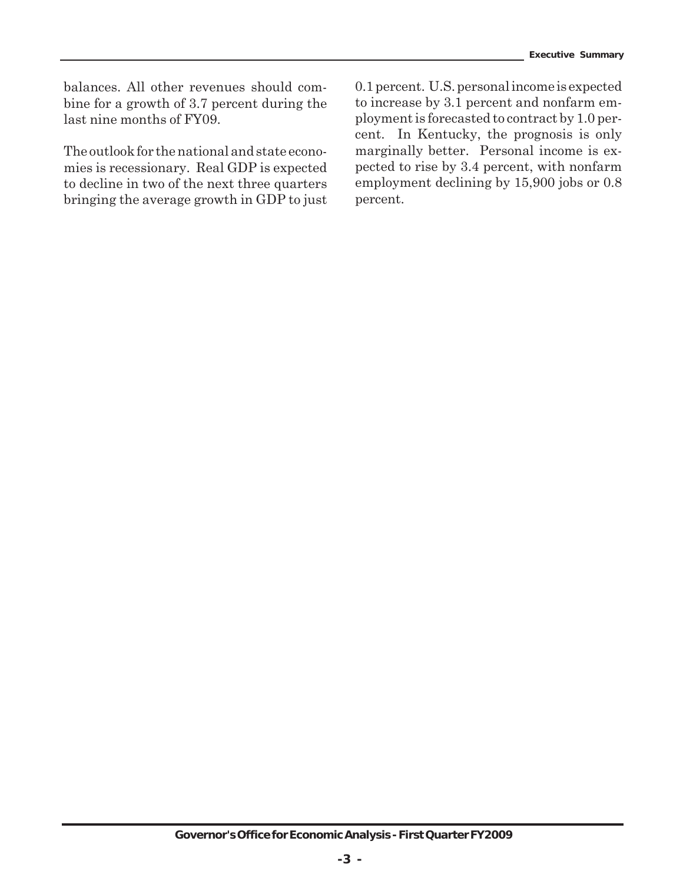balances. All other revenues should combine for a growth of 3.7 percent during the last nine months of FY09.

The outlook for the national and state economies is recessionary. Real GDP is expected to decline in two of the next three quarters bringing the average growth in GDP to just 0.1 percent. U.S. personal income is expected to increase by 3.1 percent and nonfarm employment is forecasted to contract by 1.0 percent. In Kentucky, the prognosis is only marginally better. Personal income is expected to rise by 3.4 percent, with nonfarm employment declining by 15,900 jobs or 0.8 percent.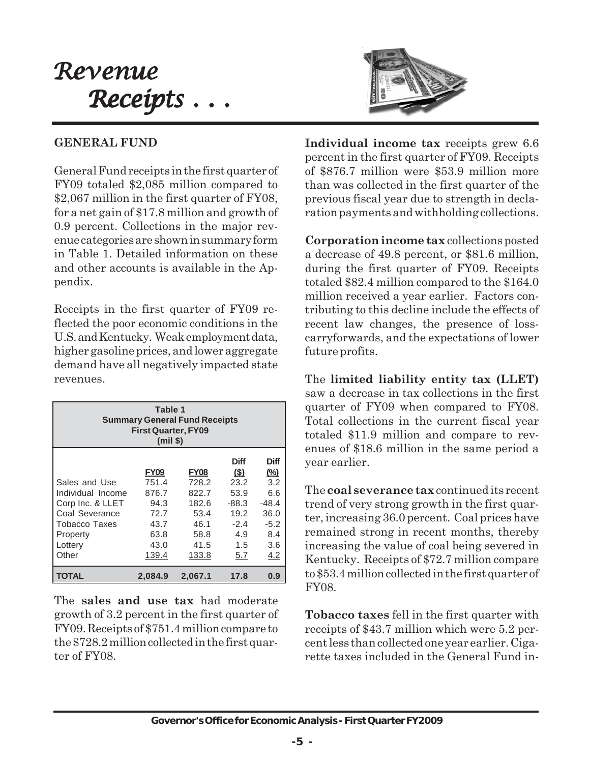# Revenue Receipts . . .

## GENERAL FUND

General Fund receipts in the first quarter of FY09 totaled $2,085 million compared to $2,067 million in the first quarter of FY08, for a net gain of $17.8 million and growth of 0.9 percent. Collections in the major revenue categories are shown in summary form in Table 1. Detailed information on these and other accounts is available in the Appendix.

Receipts in the first quarter of FY09 reflected the poor economic conditions in the U.S. and Kentucky. Weak employment data, higher gasoline prices, and lower aggregate demand have all negatively impacted state revenues.

**Table 1**
**Summary General Fund Receipts**
**First Quarter, FY09**
**(mil $)**

| | FY09 | FY08 | Diff ($) | Diff (%) |
|---|---|---|---|---|
| Sales and Use | 751.4 | 728.2 | 23.2 | 3.2 |
| Individual Income | 876.7 | 822.7 | 53.9 | 6.6 |
| Corp Inc. & LLET | 94.3 | 182.6 | -88.3 | -48.4 |
| Coal Severance | 72.7 | 53.4 | 19.2 | 36.0 |
| Tobacco Taxes | 43.7 | 46.1 | -2.4 | -5.2 |
| Property | 63.8 | 58.8 | 4.9 | 8.4 |
| Lottery | 43.0 | 41.5 | 1.5 | 3.6 |
| Other | 139.4 | 133.8 | 5.7 | 4.2 |
| **TOTAL** | **2,084.9** | **2,067.1** | **17.8** | **0.9** |

The **sales and use tax** had moderate growth of 3.2 percent in the first quarter of FY09. Receipts of $751.4 million compare to the $728.2 million collected in the first quarter of FY08.

**Individual income tax** receipts grew 6.6 percent in the first quarter of FY09. Receipts of $876.7 million were $53.9 million more than was collected in the first quarter of the previous fiscal year due to strength in declaration payments and withholding collections.

**Corporation income tax** collections posted a decrease of 49.8 percent, or $81.6 million, during the first quarter of FY09. Receipts totaled $82.4 million compared to the $164.0 million received a year earlier. Factors contributing to this decline include the effects of recent law changes, the presence of loss-carryforwards, and the expectations of lower future profits.

The **limited liability entity tax (LLET)** saw a decrease in tax collections in the first quarter of FY09 when compared to FY08. Total collections in the current fiscal year totaled $11.9 million and compare to revenues of $18.6 million in the same period a year earlier.

The **coal severance tax** continued its recent trend of very strong growth in the first quarter, increasing 36.0 percent. Coal prices have remained strong in recent months, thereby increasing the value of coal being severed in Kentucky. Receipts of $72.7 million compare to $53.4 million collected in the first quarter of FY08.

**Tobacco taxes** fell in the first quarter with receipts of $43.7 million which were 5.2 percent less than collected one year earlier. Cigarette taxes included in the General Fund in-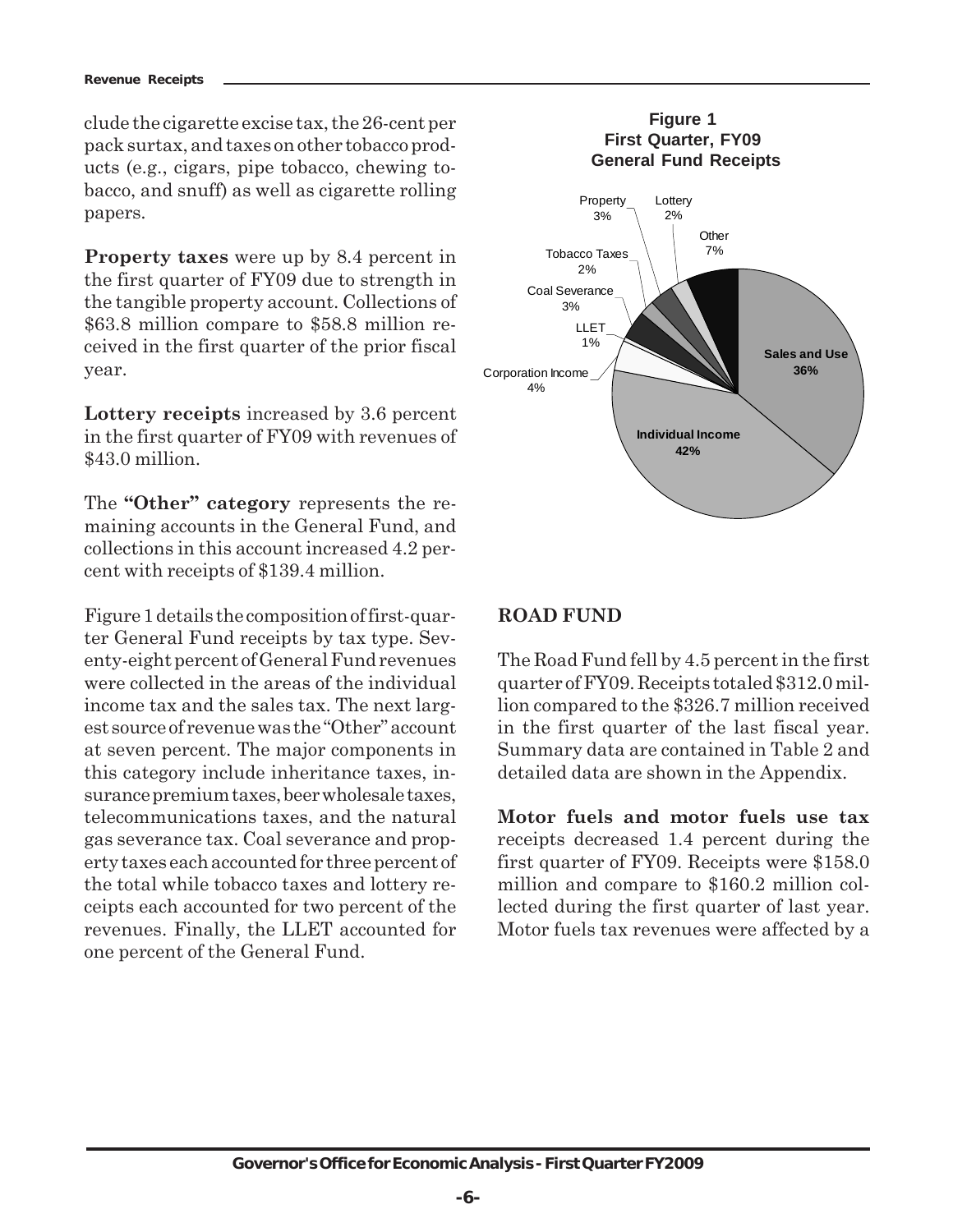clude the cigarette excise tax, the 26-cent per pack surtax, and taxes on other tobacco products (e.g., cigars, pipe tobacco, chewing tobacco, and snuff) as well as cigarette rolling papers.

**Property taxes** were up by 8.4 percent in the first quarter of FY09 due to strength in the tangible property account. Collections of \$63.8 million compare to \$58.8 million received in the first quarter of the prior fiscal year.

**Lottery receipts** increased by 3.6 percent in the first quarter of FY09 with revenues of \$43.0 million.

The **"Other" category** represents the remaining accounts in the General Fund, and collections in this account increased 4.2 percent with receipts of \$139.4 million.

Figure 1 details the composition of first-quarter General Fund receipts by tax type. Seventy-eight percent of General Fund revenues were collected in the areas of the individual income tax and the sales tax. The next largest source of revenue was the "Other" account at seven percent. The major components in this category include inheritance taxes, insurance premium taxes, beer wholesale taxes, telecommunications taxes, and the natural gas severance tax. Coal severance and property taxes each accounted for three percent of the total while tobacco taxes and lottery receipts each accounted for two percent of the revenues. Finally, the LLET accounted for one percent of the General Fund.

**Figure 1**
**First Quarter, FY09**
**General Fund Receipts**

| Category | Share |
|---|---|
| Individual Income | 42% |
| Sales and Use | 36% |
| Other | 7% |
| Corporation Income | 4% |
| Coal Severance | 3% |
| Property | 3% |
| Tobacco Taxes | 2% |
| Lottery | 2% |
| LLET | 1% |

## ROAD FUND

The Road Fund fell by 4.5 percent in the first quarter of FY09. Receipts totaled \$312.0 million compared to the \$326.7 million received in the first quarter of the last fiscal year. Summary data are contained in Table 2 and detailed data are shown in the Appendix.

**Motor fuels and motor fuels use tax** receipts decreased 1.4 percent during the first quarter of FY09. Receipts were \$158.0 million and compare to \$160.2 million collected during the first quarter of last year. Motor fuels tax revenues were affected by a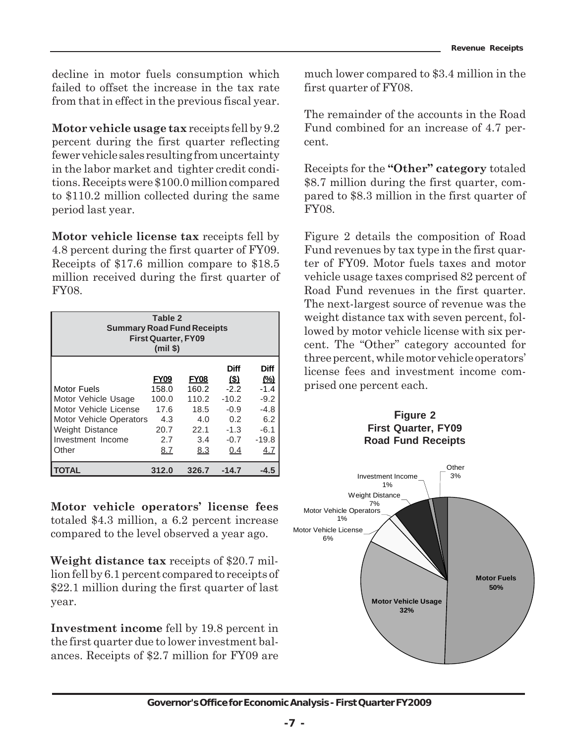decline in motor fuels consumption which failed to offset the increase in the tax rate from that in effect in the previous fiscal year.

**Motor vehicle usage tax** receipts fell by 9.2 percent during the first quarter reflecting fewer vehicle sales resulting from uncertainty in the labor market and tighter credit conditions. Receipts were $100.0 million compared to $110.2 million collected during the same period last year.

**Motor vehicle license tax** receipts fell by 4.8 percent during the first quarter of FY09. Receipts of $17.6 million compare to $18.5 million received during the first quarter of FY08.

**Table 2**
**Summary Road Fund Receipts**
**First Quarter, FY09**
**(mil $)**

| | FY09 | FY08 | Diff ($) | Diff (%) |
|---|---|---|---|---|
| Motor Fuels | 158.0 | 160.2 | -2.2 | -1.4 |
| Motor Vehicle Usage | 100.0 | 110.2 | -10.2 | -9.2 |
| Motor Vehicle License | 17.6 | 18.5 | -0.9 | -4.8 |
| Motor Vehicle Operators | 4.3 | 4.0 | 0.2 | 6.2 |
| Weight Distance | 20.7 | 22.1 | -1.3 | -6.1 |
| Investment Income | 2.7 | 3.4 | -0.7 | -19.8 |
| Other | 8.7 | 8.3 | 0.4 | 4.7 |
| **TOTAL** | **312.0** | **326.7** | **-14.7** | **-4.5** |

**Motor vehicle operators' license fees** totaled $4.3 million, a 6.2 percent increase compared to the level observed a year ago.

**Weight distance tax** receipts of $20.7 million fell by 6.1 percent compared to receipts of $22.1 million during the first quarter of last year.

**Investment income** fell by 19.8 percent in the first quarter due to lower investment balances. Receipts of $2.7 million for FY09 are much lower compared to $3.4 million in the first quarter of FY08.

The remainder of the accounts in the Road Fund combined for an increase of 4.7 percent.

Receipts for the **"Other" category** totaled $8.7 million during the first quarter, compared to $8.3 million in the first quarter of FY08.

Figure 2 details the composition of Road Fund revenues by tax type in the first quarter of FY09. Motor fuels taxes and motor vehicle usage taxes comprised 82 percent of Road Fund revenues in the first quarter. The next-largest source of revenue was the weight distance tax with seven percent, followed by motor vehicle license with six percent. The "Other" category accounted for three percent, while motor vehicle operators' license fees and investment income comprised one percent each.

**Figure 2**
**First Quarter, FY09**
**Road Fund Receipts**

| Category | Share |
|---|---|
| Motor Fuels | 50% |
| Motor Vehicle Usage | 32% |
| Motor Vehicle License | 6% |
| Motor Vehicle Operators | 1% |
| Weight Distance | 7% |
| Investment Income | 1% |
| Other | 3% |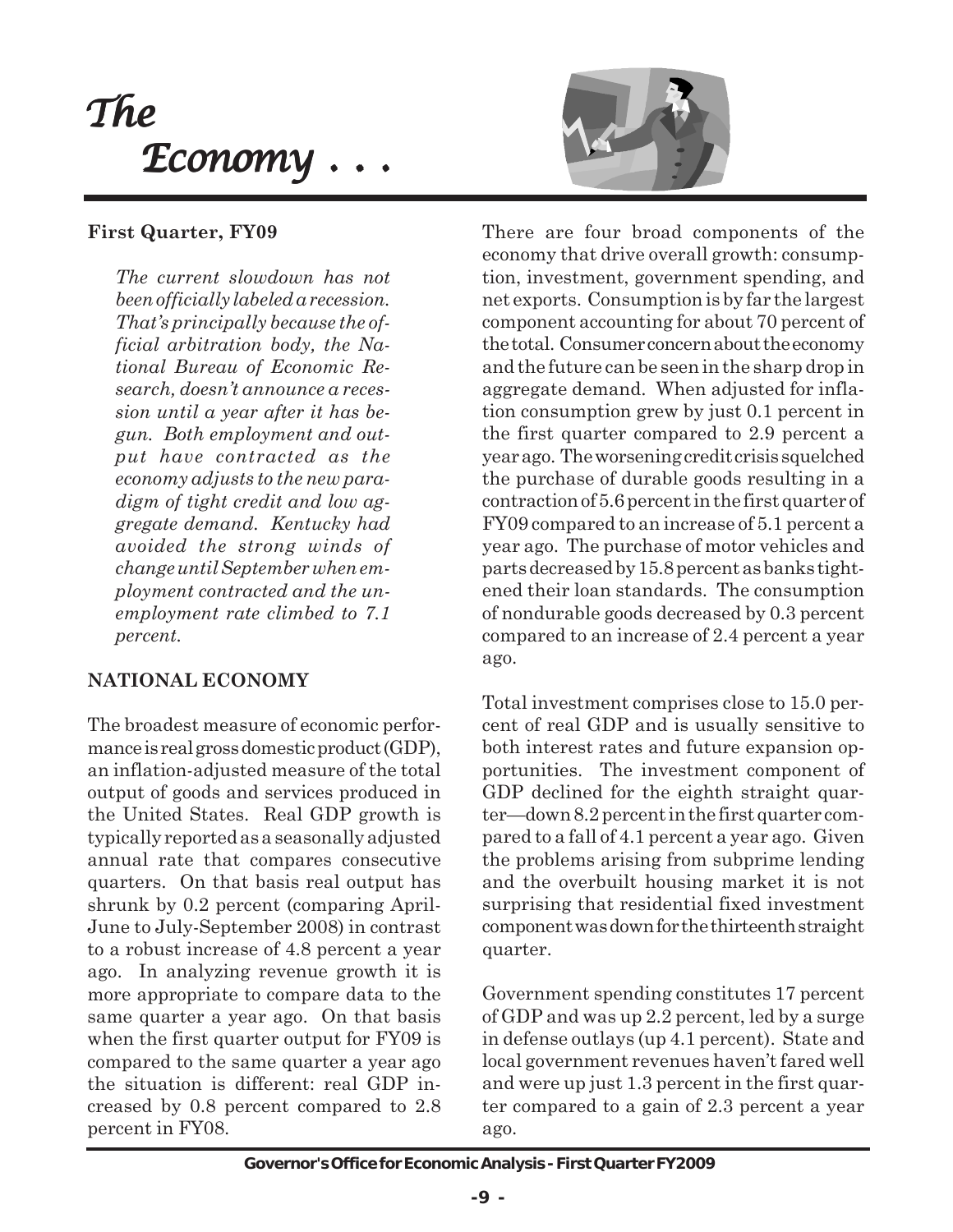# *The Economy . . .*

**First Quarter, FY09**

*The current slowdown has not been officially labeled a recession. That's principally because the official arbitration body, the National Bureau of Economic Research, doesn't announce a recession until a year after it has begun. Both employment and output have contracted as the economy adjusts to the new paradigm of tight credit and low aggregate demand. Kentucky had avoided the strong winds of change until September when employment contracted and the unemployment rate climbed to 7.1 percent.*

## NATIONAL ECONOMY

The broadest measure of economic performance is real gross domestic product (GDP), an inflation-adjusted measure of the total output of goods and services produced in the United States. Real GDP growth is typically reported as a seasonally adjusted annual rate that compares consecutive quarters. On that basis real output has shrunk by 0.2 percent (comparing April-June to July-September 2008) in contrast to a robust increase of 4.8 percent a year ago. In analyzing revenue growth it is more appropriate to compare data to the same quarter a year ago. On that basis when the first quarter output for FY09 is compared to the same quarter a year ago the situation is different: real GDP increased by 0.8 percent compared to 2.8 percent in FY08.

There are four broad components of the economy that drive overall growth: consumption, investment, government spending, and net exports. Consumption is by far the largest component accounting for about 70 percent of the total. Consumer concern about the economy and the future can be seen in the sharp drop in aggregate demand. When adjusted for inflation consumption grew by just 0.1 percent in the first quarter compared to 2.9 percent a year ago. The worsening credit crisis squelched the purchase of durable goods resulting in a contraction of 5.6 percent in the first quarter of FY09 compared to an increase of 5.1 percent a year ago. The purchase of motor vehicles and parts decreased by 15.8 percent as banks tightened their loan standards. The consumption of nondurable goods decreased by 0.3 percent compared to an increase of 2.4 percent a year ago.

Total investment comprises close to 15.0 percent of real GDP and is usually sensitive to both interest rates and future expansion opportunities. The investment component of GDP declined for the eighth straight quarter—down 8.2 percent in the first quarter compared to a fall of 4.1 percent a year ago. Given the problems arising from subprime lending and the overbuilt housing market it is not surprising that residential fixed investment component was down for the thirteenth straight quarter.

Government spending constitutes 17 percent of GDP and was up 2.2 percent, led by a surge in defense outlays (up 4.1 percent). State and local government revenues haven't fared well and were up just 1.3 percent in the first quarter compared to a gain of 2.3 percent a year ago.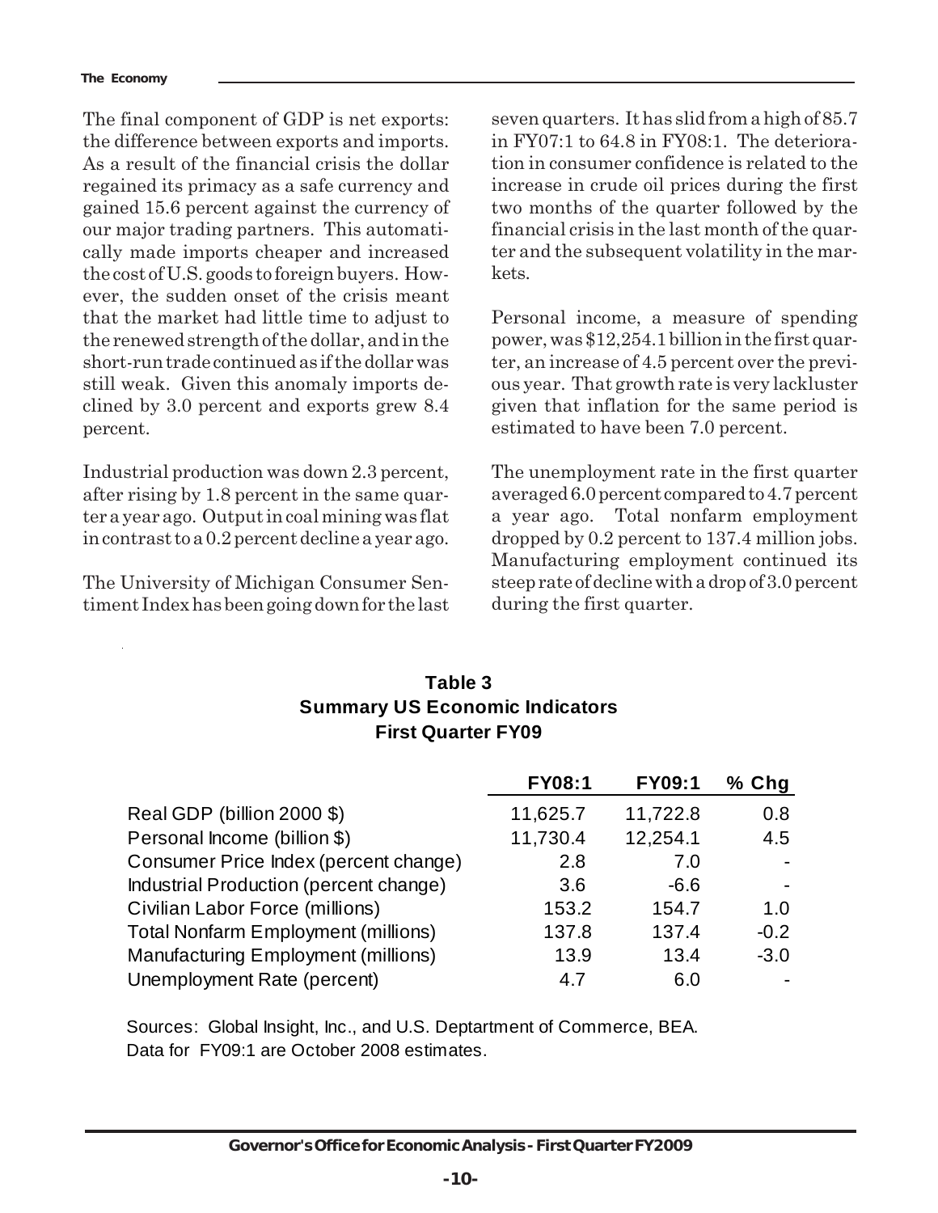The final component of GDP is net exports: the difference between exports and imports. As a result of the financial crisis the dollar regained its primacy as a safe currency and gained 15.6 percent against the currency of our major trading partners. This automatically made imports cheaper and increased the cost of U.S. goods to foreign buyers. However, the sudden onset of the crisis meant that the market had little time to adjust to the renewed strength of the dollar, and in the short-run trade continued as if the dollar was still weak. Given this anomaly imports declined by 3.0 percent and exports grew 8.4 percent.

Industrial production was down 2.3 percent, after rising by 1.8 percent in the same quarter a year ago. Output in coal mining was flat in contrast to a 0.2 percent decline a year ago.

The University of Michigan Consumer Sentiment Index has been going down for the last seven quarters. It has slid from a high of 85.7 in FY07:1 to 64.8 in FY08:1. The deterioration in consumer confidence is related to the increase in crude oil prices during the first two months of the quarter followed by the financial crisis in the last month of the quarter and the subsequent volatility in the markets.

Personal income, a measure of spending power, was $12,254.1 billion in the first quarter, an increase of 4.5 percent over the previous year. That growth rate is very lackluster given that inflation for the same period is estimated to have been 7.0 percent.

The unemployment rate in the first quarter averaged 6.0 percent compared to 4.7 percent a year ago. Total nonfarm employment dropped by 0.2 percent to 137.4 million jobs. Manufacturing employment continued its steep rate of decline with a drop of 3.0 percent during the first quarter.

**Table 3**
**Summary US Economic Indicators**
**First Quarter FY09**

| | FY08:1 | FY09:1 | % Chg |
|---|---|---|---|
| Real GDP (billion 2000 $) | 11,625.7 | 11,722.8 | 0.8 |
| Personal Income (billion $) | 11,730.4 | 12,254.1 | 4.5 |
| Consumer Price Index (percent change) | 2.8 | 7.0 | - |
| Industrial Production (percent change) | 3.6 | -6.6 | - |
| Civilian Labor Force (millions) | 153.2 | 154.7 | 1.0 |
| Total Nonfarm Employment (millions) | 137.8 | 137.4 | -0.2 |
| Manufacturing Employment (millions) | 13.9 | 13.4 | -3.0 |
| Unemployment Rate (percent) | 4.7 | 6.0 | - |

Sources: Global Insight, Inc., and U.S. Deptartment of Commerce, BEA.
Data for FY09:1 are October 2008 estimates.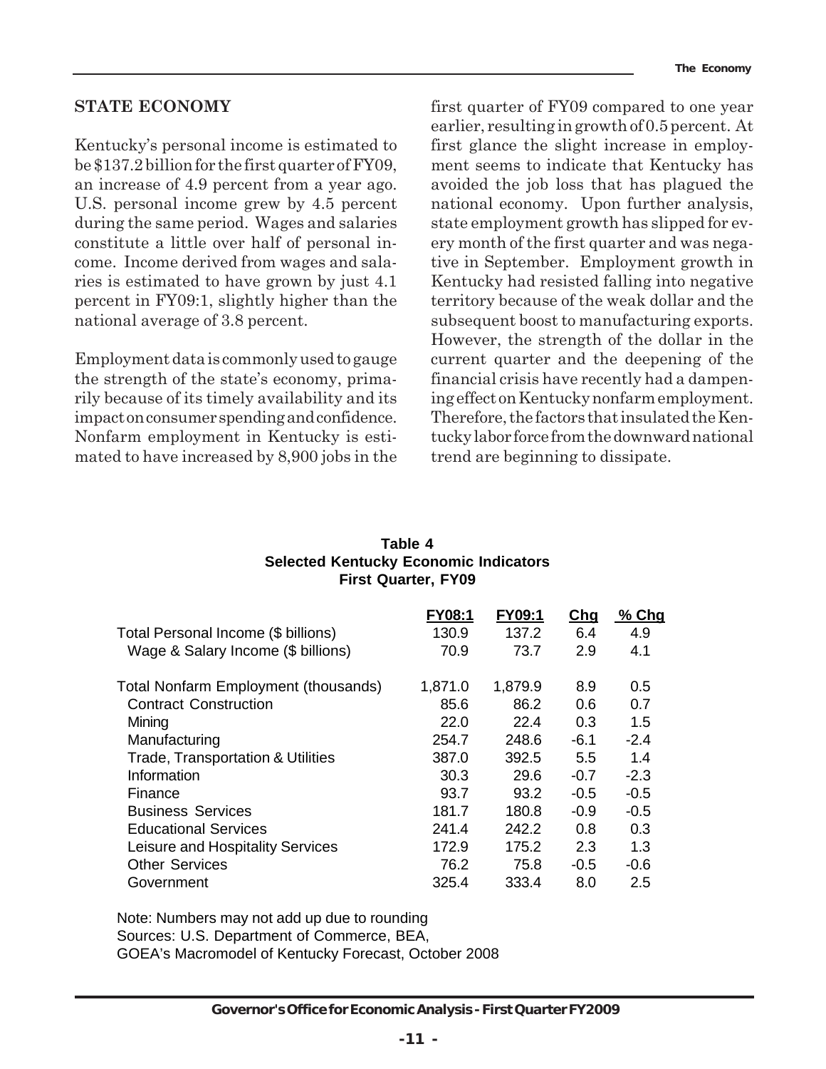## STATE ECONOMY

Kentucky's personal income is estimated to be $137.2 billion for the first quarter of FY09, an increase of 4.9 percent from a year ago. U.S. personal income grew by 4.5 percent during the same period. Wages and salaries constitute a little over half of personal income. Income derived from wages and salaries is estimated to have grown by just 4.1 percent in FY09:1, slightly higher than the national average of 3.8 percent.

Employment data is commonly used to gauge the strength of the state's economy, primarily because of its timely availability and its impact on consumer spending and confidence. Nonfarm employment in Kentucky is estimated to have increased by 8,900 jobs in the first quarter of FY09 compared to one year earlier, resulting in growth of 0.5 percent. At first glance the slight increase in employment seems to indicate that Kentucky has avoided the job loss that has plagued the national economy. Upon further analysis, state employment growth has slipped for every month of the first quarter and was negative in September. Employment growth in Kentucky had resisted falling into negative territory because of the weak dollar and the subsequent boost to manufacturing exports. However, the strength of the dollar in the current quarter and the deepening of the financial crisis have recently had a dampening effect on Kentucky nonfarm employment. Therefore, the factors that insulated the Kentucky labor force from the downward national trend are beginning to dissipate.

**Table 4**
**Selected Kentucky Economic Indicators**
**First Quarter, FY09**

| | FY08:1 | FY09:1 | Chg | % Chg |
|---|---|---|---|---|
| Total Personal Income ($ billions) | 130.9 | 137.2 | 6.4 | 4.9 |
| Wage & Salary Income ($ billions) | 70.9 | 73.7 | 2.9 | 4.1 |
| | | | | |
| Total Nonfarm Employment (thousands) | 1,871.0 | 1,879.9 | 8.9 | 0.5 |
| Contract Construction | 85.6 | 86.2 | 0.6 | 0.7 |
| Mining | 22.0 | 22.4 | 0.3 | 1.5 |
| Manufacturing | 254.7 | 248.6 | -6.1 | -2.4 |
| Trade, Transportation & Utilities | 387.0 | 392.5 | 5.5 | 1.4 |
| Information | 30.3 | 29.6 | -0.7 | -2.3 |
| Finance | 93.7 | 93.2 | -0.5 | -0.5 |
| Business Services | 181.7 | 180.8 | -0.9 | -0.5 |
| Educational Services | 241.4 | 242.2 | 0.8 | 0.3 |
| Leisure and Hospitality Services | 172.9 | 175.2 | 2.3 | 1.3 |
| Other Services | 76.2 | 75.8 | -0.5 | -0.6 |
| Government | 325.4 | 333.4 | 8.0 | 2.5 |

Note: Numbers may not add up due to rounding
Sources: U.S. Department of Commerce, BEA,
GOEA's Macromodel of Kentucky Forecast, October 2008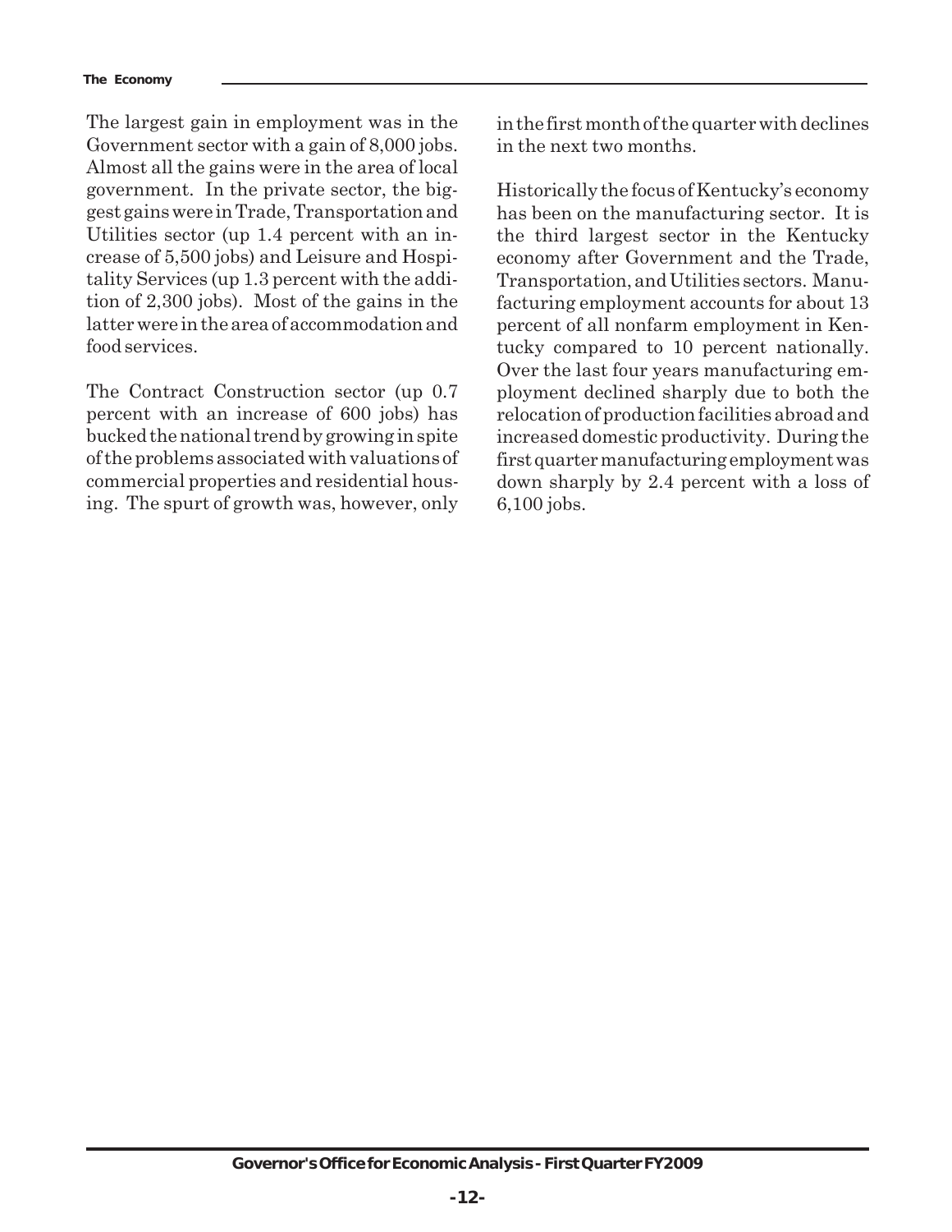The largest gain in employment was in the Government sector with a gain of 8,000 jobs. Almost all the gains were in the area of local government. In the private sector, the biggest gains were in Trade, Transportation and Utilities sector (up 1.4 percent with an increase of 5,500 jobs) and Leisure and Hospitality Services (up 1.3 percent with the addition of 2,300 jobs). Most of the gains in the latter were in the area of accommodation and food services.

The Contract Construction sector (up 0.7 percent with an increase of 600 jobs) has bucked the national trend by growing in spite of the problems associated with valuations of commercial properties and residential housing. The spurt of growth was, however, only in the first month of the quarter with declines in the next two months.

Historically the focus of Kentucky's economy has been on the manufacturing sector. It is the third largest sector in the Kentucky economy after Government and the Trade, Transportation, and Utilities sectors. Manufacturing employment accounts for about 13 percent of all nonfarm employment in Kentucky compared to 10 percent nationally. Over the last four years manufacturing employment declined sharply due to both the relocation of production facilities abroad and increased domestic productivity. During the first quarter manufacturing employment was down sharply by 2.4 percent with a loss of 6,100 jobs.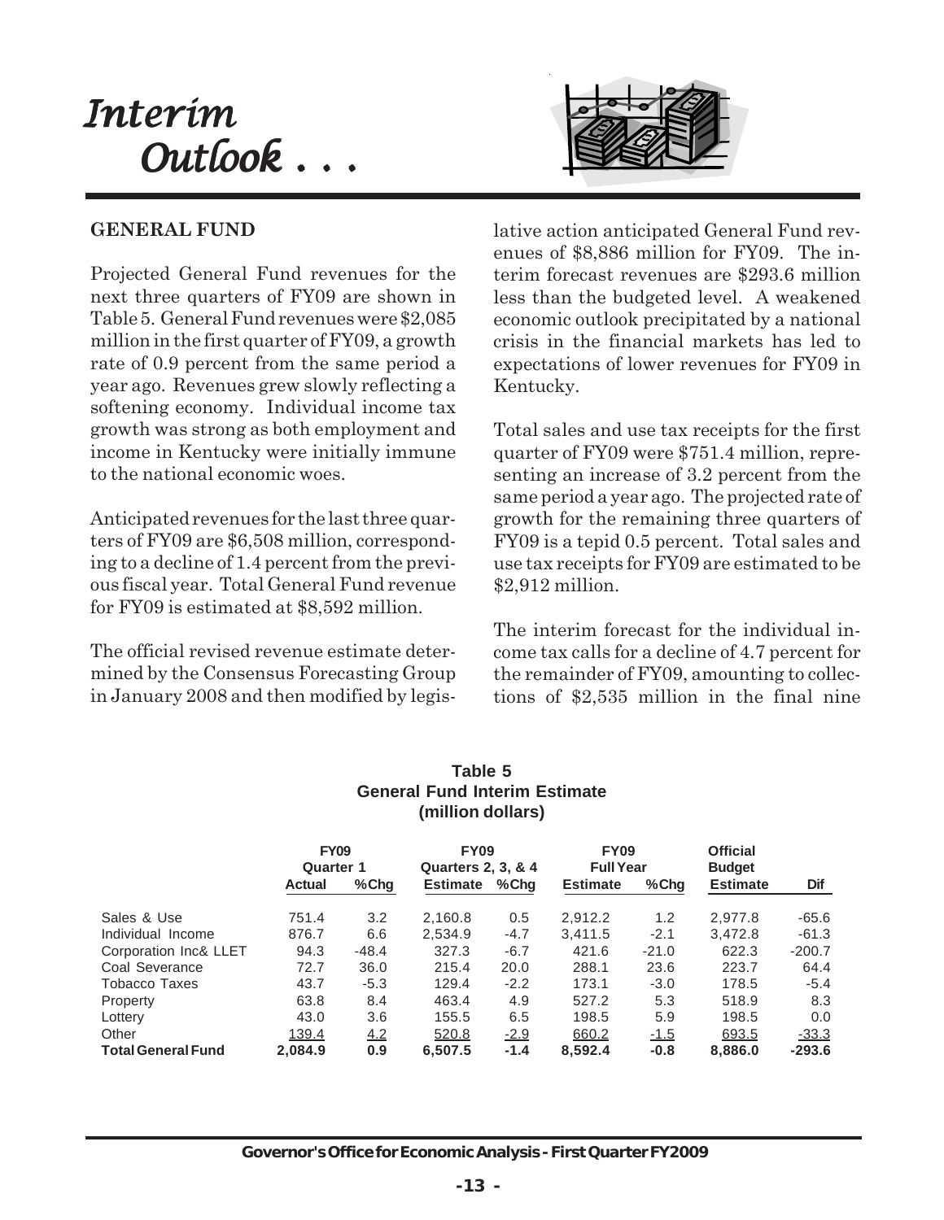# Interim Outlook . . .

## GENERAL FUND

Projected General Fund revenues for the next three quarters of FY09 are shown in Table 5. General Fund revenues were $2,085 million in the first quarter of FY09, a growth rate of 0.9 percent from the same period a year ago. Revenues grew slowly reflecting a softening economy. Individual income tax growth was strong as both employment and income in Kentucky were initially immune to the national economic woes.

Anticipated revenues for the last three quarters of FY09 are $6,508 million, corresponding to a decline of 1.4 percent from the previous fiscal year. Total General Fund revenue for FY09 is estimated at $8,592 million.

The official revised revenue estimate determined by the Consensus Forecasting Group in January 2008 and then modified by legislative action anticipated General Fund revenues of $8,886 million for FY09. The interim forecast revenues are $293.6 million less than the budgeted level. A weakened economic outlook precipitated by a national crisis in the financial markets has led to expectations of lower revenues for FY09 in Kentucky.

Total sales and use tax receipts for the first quarter of FY09 were $751.4 million, representing an increase of 3.2 percent from the same period a year ago. The projected rate of growth for the remaining three quarters of FY09 is a tepid 0.5 percent. Total sales and use tax receipts for FY09 are estimated to be $2,912 million.

The interim forecast for the individual income tax calls for a decline of 4.7 percent for the remainder of FY09, amounting to collections of $2,535 million in the final nine

**Table 5**
**General Fund Interim Estimate**
**(million dollars)**

| | FY09 Quarter 1 | | FY09 Quarters 2, 3, & 4 | | FY09 Full Year | | Official Budget | |
|---|---|---|---|---|---|---|---|---|
| | Actual | %Chg | Estimate | %Chg | Estimate | %Chg | Estimate | Dif |
| Sales & Use | 751.4 | 3.2 | 2,160.8 | 0.5 | 2,912.2 | 1.2 | 2,977.8 | -65.6 |
| Individual Income | 876.7 | 6.6 | 2,534.9 | -4.7 | 3,411.5 | -2.1 | 3,472.8 | -61.3 |
| Corporation Inc& LLET | 94.3 | -48.4 | 327.3 | -6.7 | 421.6 | -21.0 | 622.3 | -200.7 |
| Coal Severance | 72.7 | 36.0 | 215.4 | 20.0 | 288.1 | 23.6 | 223.7 | 64.4 |
| Tobacco Taxes | 43.7 | -5.3 | 129.4 | -2.2 | 173.1 | -3.0 | 178.5 | -5.4 |
| Property | 63.8 | 8.4 | 463.4 | 4.9 | 527.2 | 5.3 | 518.9 | 8.3 |
| Lottery | 43.0 | 3.6 | 155.5 | 6.5 | 198.5 | 5.9 | 198.5 | 0.0 |
| Other | 139.4 | 4.2 | 520.8 | -2.9 | 660.2 | -1.5 | 693.5 | -33.3 |
| **Total General Fund** | **2,084.9** | **0.9** | **6,507.5** | **-1.4** | **8,592.4** | **-0.8** | **8,886.0** | **-293.6** |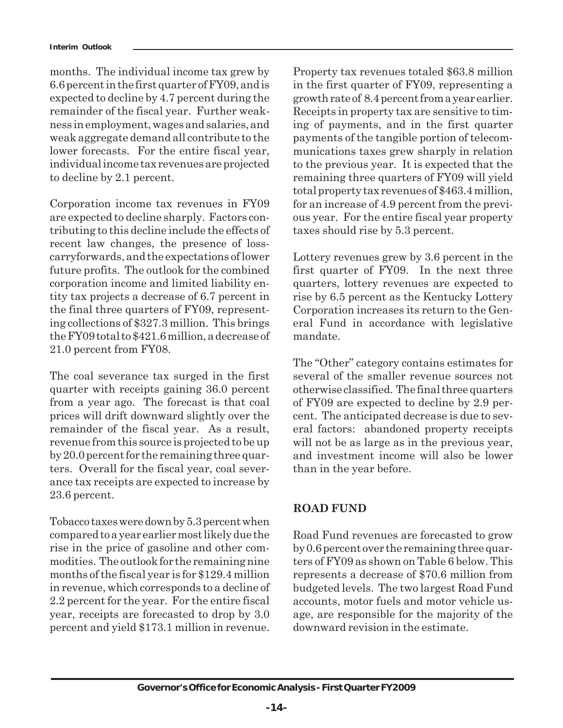months. The individual income tax grew by 6.6 percent in the first quarter of FY09, and is expected to decline by 4.7 percent during the remainder of the fiscal year. Further weakness in employment, wages and salaries, and weak aggregate demand all contribute to the lower forecasts. For the entire fiscal year, individual income tax revenues are projected to decline by 2.1 percent.

Corporation income tax revenues in FY09 are expected to decline sharply. Factors contributing to this decline include the effects of recent law changes, the presence of loss-carryforwards, and the expectations of lower future profits. The outlook for the combined corporation income and limited liability entity tax projects a decrease of 6.7 percent in the final three quarters of FY09, representing collections of $327.3 million. This brings the FY09 total to $421.6 million, a decrease of 21.0 percent from FY08.

The coal severance tax surged in the first quarter with receipts gaining 36.0 percent from a year ago. The forecast is that coal prices will drift downward slightly over the remainder of the fiscal year. As a result, revenue from this source is projected to be up by 20.0 percent for the remaining three quarters. Overall for the fiscal year, coal severance tax receipts are expected to increase by 23.6 percent.

Tobacco taxes were down by 5.3 percent when compared to a year earlier most likely due the rise in the price of gasoline and other commodities. The outlook for the remaining nine months of the fiscal year is for $129.4 million in revenue, which corresponds to a decline of 2.2 percent for the year. For the entire fiscal year, receipts are forecasted to drop by 3.0 percent and yield $173.1 million in revenue.

Property tax revenues totaled $63.8 million in the first quarter of FY09, representing a growth rate of 8.4 percent from a year earlier. Receipts in property tax are sensitive to timing of payments, and in the first quarter payments of the tangible portion of telecommunications taxes grew sharply in relation to the previous year. It is expected that the remaining three quarters of FY09 will yield total property tax revenues of $463.4 million, for an increase of 4.9 percent from the previous year. For the entire fiscal year property taxes should rise by 5.3 percent.

Lottery revenues grew by 3.6 percent in the first quarter of FY09. In the next three quarters, lottery revenues are expected to rise by 6.5 percent as the Kentucky Lottery Corporation increases its return to the General Fund in accordance with legislative mandate.

The "Other" category contains estimates for several of the smaller revenue sources not otherwise classified. The final three quarters of FY09 are expected to decline by 2.9 percent. The anticipated decrease is due to several factors: abandoned property receipts will not be as large as in the previous year, and investment income will also be lower than in the year before.

## ROAD FUND

Road Fund revenues are forecasted to grow by 0.6 percent over the remaining three quarters of FY09 as shown on Table 6 below. This represents a decrease of $70.6 million from budgeted levels. The two largest Road Fund accounts, motor fuels and motor vehicle usage, are responsible for the majority of the downward revision in the estimate.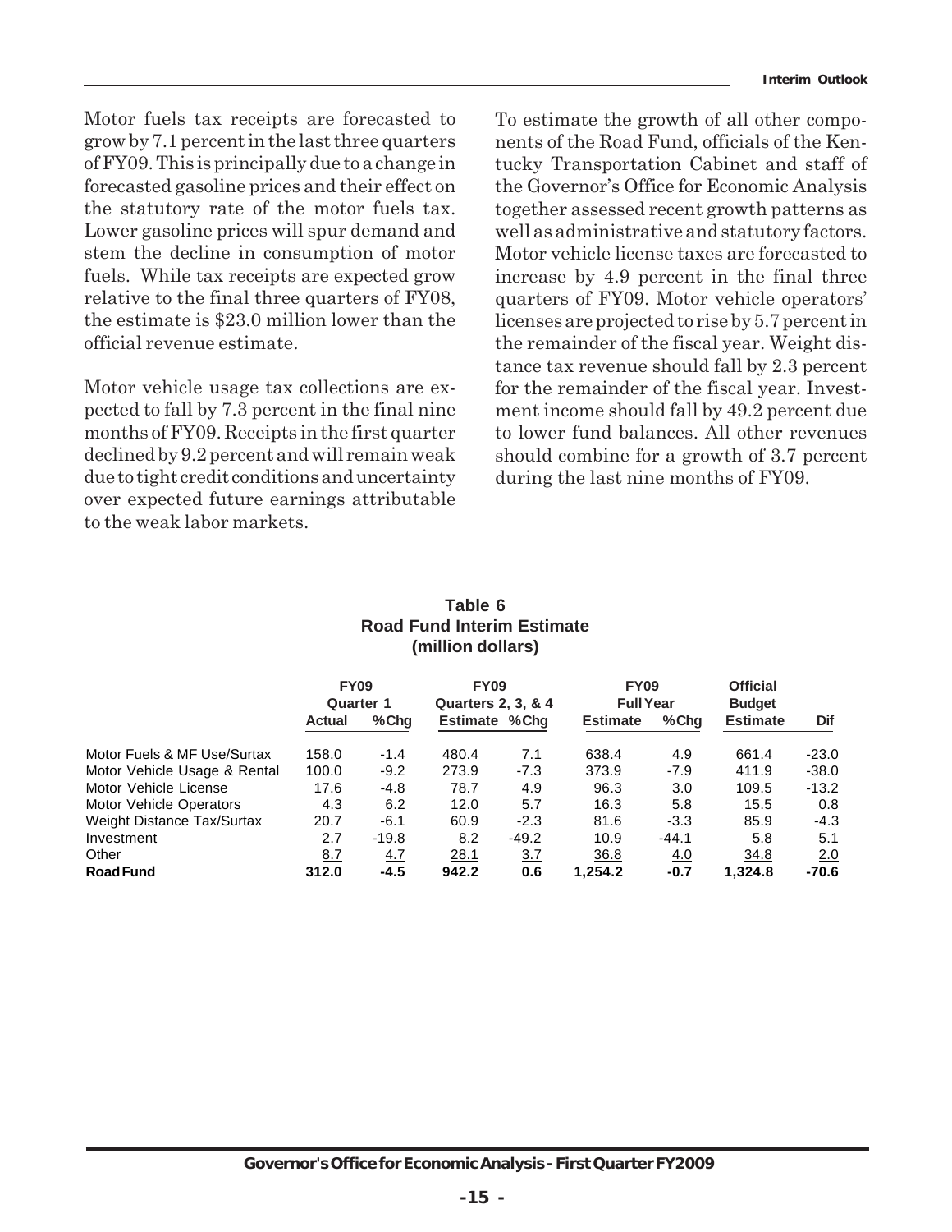Motor fuels tax receipts are forecasted to grow by 7.1 percent in the last three quarters of FY09. This is principally due to a change in forecasted gasoline prices and their effect on the statutory rate of the motor fuels tax. Lower gasoline prices will spur demand and stem the decline in consumption of motor fuels. While tax receipts are expected grow relative to the final three quarters of FY08, the estimate is $23.0 million lower than the official revenue estimate.

Motor vehicle usage tax collections are expected to fall by 7.3 percent in the final nine months of FY09. Receipts in the first quarter declined by 9.2 percent and will remain weak due to tight credit conditions and uncertainty over expected future earnings attributable to the weak labor markets.

To estimate the growth of all other components of the Road Fund, officials of the Kentucky Transportation Cabinet and staff of the Governor's Office for Economic Analysis together assessed recent growth patterns as well as administrative and statutory factors. Motor vehicle license taxes are forecasted to increase by 4.9 percent in the final three quarters of FY09. Motor vehicle operators' licenses are projected to rise by 5.7 percent in the remainder of the fiscal year. Weight distance tax revenue should fall by 2.3 percent for the remainder of the fiscal year. Investment income should fall by 49.2 percent due to lower fund balances. All other revenues should combine for a growth of 3.7 percent during the last nine months of FY09.

**Table 6**
**Road Fund Interim Estimate**
**(million dollars)**

| | FY09 Quarter 1 | | FY09 Quarters 2, 3, & 4 | | FY09 Full Year | | Official Budget | |
|---|---|---|---|---|---|---|---|---|
| | Actual | %Chg | Estimate | %Chg | Estimate | %Chg | Estimate | Dif |
| Motor Fuels & MF Use/Surtax | 158.0 | -1.4 | 480.4 | 7.1 | 638.4 | 4.9 | 661.4 | -23.0 |
| Motor Vehicle Usage & Rental | 100.0 | -9.2 | 273.9 | -7.3 | 373.9 | -7.9 | 411.9 | -38.0 |
| Motor Vehicle License | 17.6 | -4.8 | 78.7 | 4.9 | 96.3 | 3.0 | 109.5 | -13.2 |
| Motor Vehicle Operators | 4.3 | 6.2 | 12.0 | 5.7 | 16.3 | 5.8 | 15.5 | 0.8 |
| Weight Distance Tax/Surtax | 20.7 | -6.1 | 60.9 | -2.3 | 81.6 | -3.3 | 85.9 | -4.3 |
| Investment | 2.7 | -19.8 | 8.2 | -49.2 | 10.9 | -44.1 | 5.8 | 5.1 |
| Other | 8.7 | 4.7 | 28.1 | 3.7 | 36.8 | 4.0 | 34.8 | 2.0 |
| **Road Fund** | **312.0** | **-4.5** | **942.2** | **0.6** | **1,254.2** | **-0.7** | **1,324.8** | **-70.6** |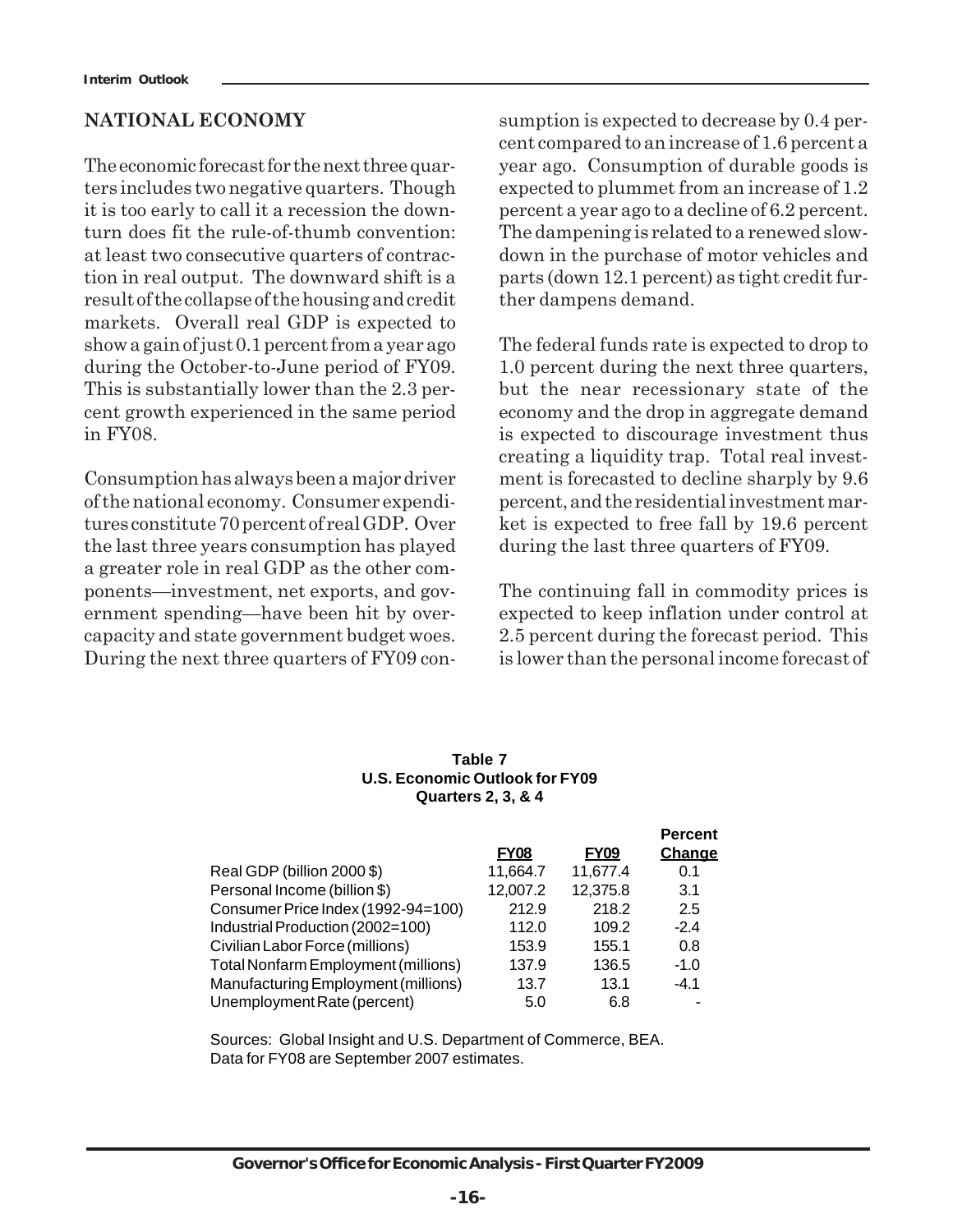## NATIONAL ECONOMY

The economic forecast for the next three quarters includes two negative quarters. Though it is too early to call it a recession the downturn does fit the rule-of-thumb convention: at least two consecutive quarters of contraction in real output. The downward shift is a result of the collapse of the housing and credit markets. Overall real GDP is expected to show a gain of just 0.1 percent from a year ago during the October-to-June period of FY09. This is substantially lower than the 2.3 percent growth experienced in the same period in FY08.

Consumption has always been a major driver of the national economy. Consumer expenditures constitute 70 percent of real GDP. Over the last three years consumption has played a greater role in real GDP as the other components—investment, net exports, and government spending—have been hit by overcapacity and state government budget woes. During the next three quarters of FY09 consumption is expected to decrease by 0.4 percent compared to an increase of 1.6 percent a year ago. Consumption of durable goods is expected to plummet from an increase of 1.2 percent a year ago to a decline of 6.2 percent. The dampening is related to a renewed slowdown in the purchase of motor vehicles and parts (down 12.1 percent) as tight credit further dampens demand.

The federal funds rate is expected to drop to 1.0 percent during the next three quarters, but the near recessionary state of the economy and the drop in aggregate demand is expected to discourage investment thus creating a liquidity trap. Total real investment is forecasted to decline sharply by 9.6 percent, and the residential investment market is expected to free fall by 19.6 percent during the last three quarters of FY09.

The continuing fall in commodity prices is expected to keep inflation under control at 2.5 percent during the forecast period. This is lower than the personal income forecast of

**Table 7**
**U.S. Economic Outlook for FY09**
**Quarters 2, 3, & 4**

| | FY08 | FY09 | Percent Change |
|---|---|---|---|
| Real GDP (billion 2000 $) | 11,664.7 | 11,677.4 | 0.1 |
| Personal Income (billion $) | 12,007.2 | 12,375.8 | 3.1 |
| Consumer Price Index (1992-94=100) | 212.9 | 218.2 | 2.5 |
| Industrial Production (2002=100) | 112.0 | 109.2 | -2.4 |
| Civilian Labor Force (millions) | 153.9 | 155.1 | 0.8 |
| Total Nonfarm Employment (millions) | 137.9 | 136.5 | -1.0 |
| Manufacturing Employment (millions) | 13.7 | 13.1 | -4.1 |
| Unemployment Rate (percent) | 5.0 | 6.8 | - |

Sources: Global Insight and U.S. Department of Commerce, BEA.
Data for FY08 are September 2007 estimates.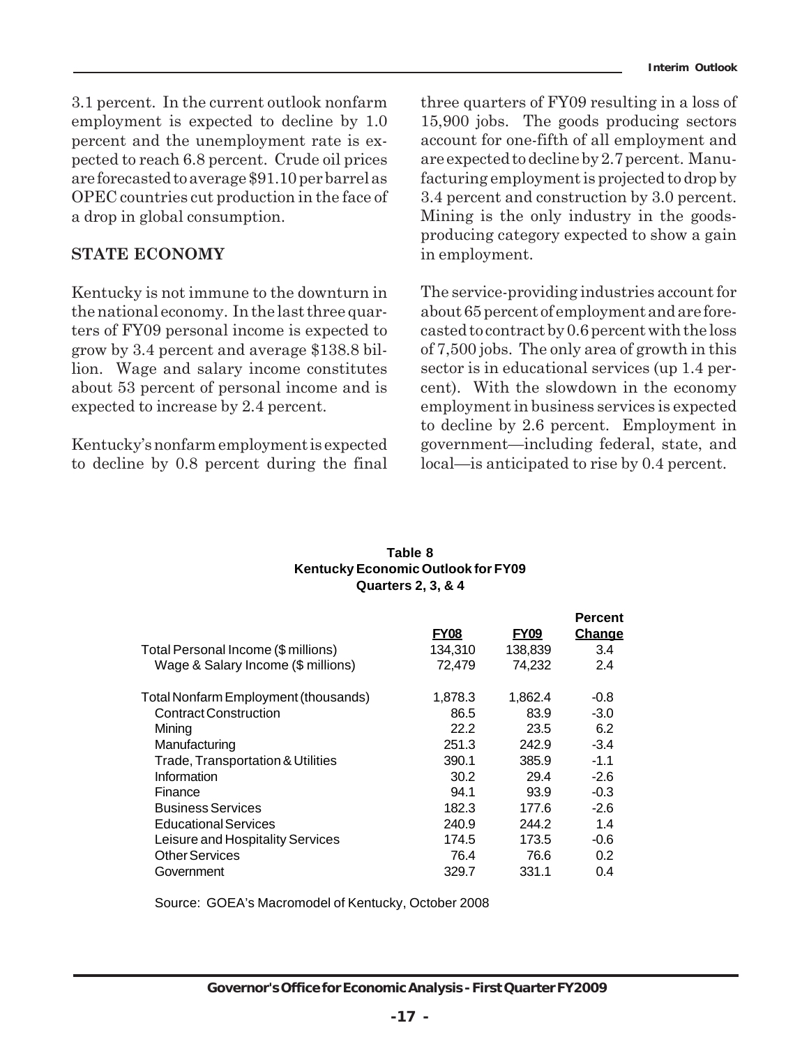3.1 percent. In the current outlook nonfarm employment is expected to decline by 1.0 percent and the unemployment rate is expected to reach 6.8 percent. Crude oil prices are forecasted to average $91.10 per barrel as OPEC countries cut production in the face of a drop in global consumption.

## STATE ECONOMY

Kentucky is not immune to the downturn in the national economy. In the last three quarters of FY09 personal income is expected to grow by 3.4 percent and average $138.8 billion. Wage and salary income constitutes about 53 percent of personal income and is expected to increase by 2.4 percent.

Kentucky's nonfarm employment is expected to decline by 0.8 percent during the final three quarters of FY09 resulting in a loss of 15,900 jobs. The goods producing sectors account for one-fifth of all employment and are expected to decline by 2.7 percent. Manufacturing employment is projected to drop by 3.4 percent and construction by 3.0 percent. Mining is the only industry in the goods-producing category expected to show a gain in employment.

The service-providing industries account for about 65 percent of employment and are forecasted to contract by 0.6 percent with the loss of 7,500 jobs. The only area of growth in this sector is in educational services (up 1.4 percent). With the slowdown in the economy employment in business services is expected to decline by 2.6 percent. Employment in government—including federal, state, and local—is anticipated to rise by 0.4 percent.

**Table 8**
**Kentucky Economic Outlook for FY09**
**Quarters 2, 3, & 4**

| | FY08 | FY09 | Percent Change |
|---|---|---|---|
| Total Personal Income ($ millions) | 134,310 | 138,839 | 3.4 |
| Wage & Salary Income ($ millions) | 72,479 | 74,232 | 2.4 |
| | | | |
| Total Nonfarm Employment (thousands) | 1,878.3 | 1,862.4 | -0.8 |
| Contract Construction | 86.5 | 83.9 | -3.0 |
| Mining | 22.2 | 23.5 | 6.2 |
| Manufacturing | 251.3 | 242.9 | -3.4 |
| Trade, Transportation & Utilities | 390.1 | 385.9 | -1.1 |
| Information | 30.2 | 29.4 | -2.6 |
| Finance | 94.1 | 93.9 | -0.3 |
| Business Services | 182.3 | 177.6 | -2.6 |
| Educational Services | 240.9 | 244.2 | 1.4 |
| Leisure and Hospitality Services | 174.5 | 173.5 | -0.6 |
| Other Services | 76.4 | 76.6 | 0.2 |
| Government | 329.7 | 331.1 | 0.4 |

Source: GOEA's Macromodel of Kentucky, October 2008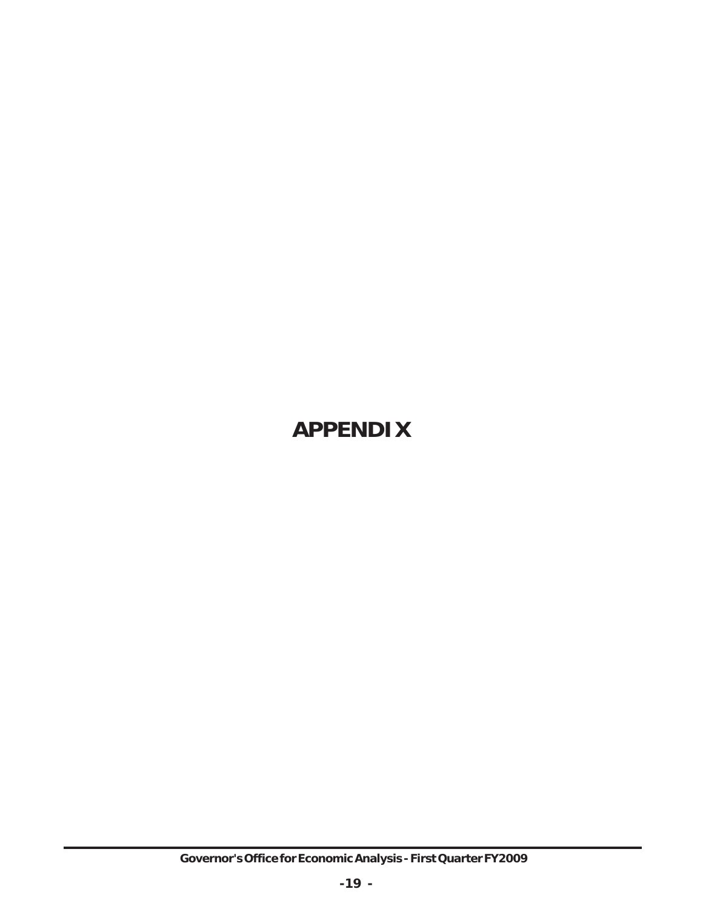# APPENDIX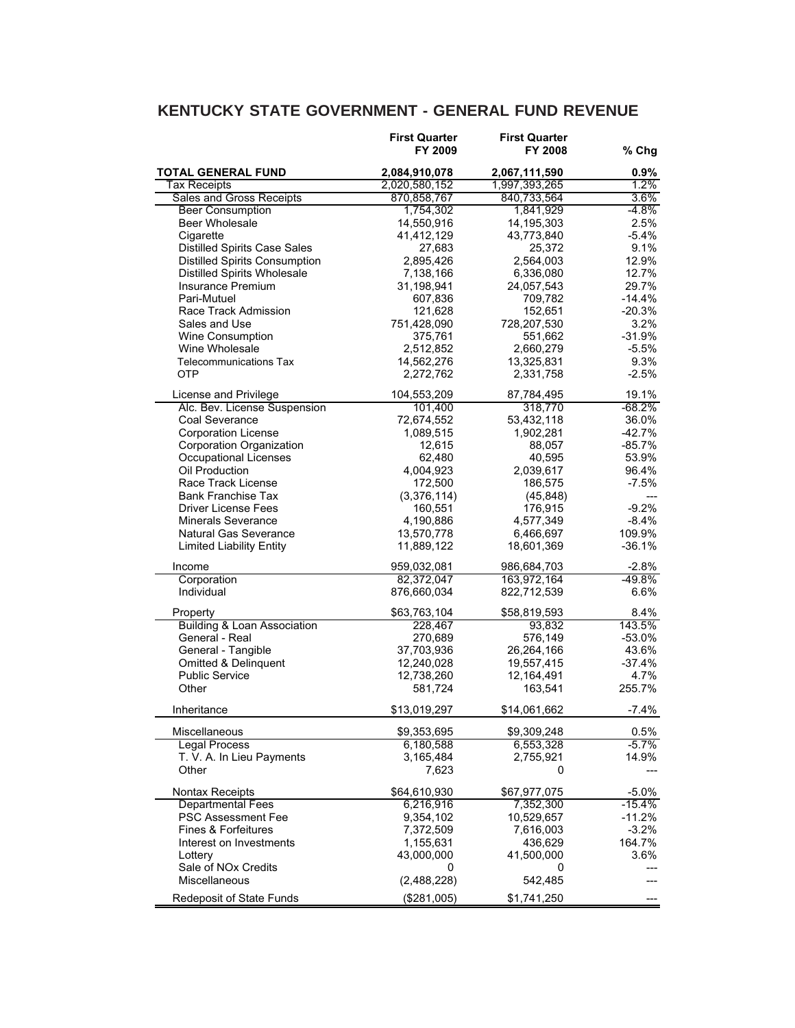# KENTUCKY STATE GOVERNMENT - GENERAL FUND REVENUE

| | First Quarter FY 2009 | First Quarter FY 2008 | % Chg |
|---|---|---|---|
| **TOTAL GENERAL FUND** | **2,084,910,078** | **2,067,111,590** | **0.9%** |
| Tax Receipts | 2,020,580,152 | 1,997,393,265 | 1.2% |
| Sales and Gross Receipts | 870,858,767 | 840,733,564 | 3.6% |
| Beer Consumption | 1,754,302 | 1,841,929 | -4.8% |
| Beer Wholesale | 14,550,916 | 14,195,303 | 2.5% |
| Cigarette | 41,412,129 | 43,773,840 | -5.4% |
| Distilled Spirits Case Sales | 27,683 | 25,372 | 9.1% |
| Distilled Spirits Consumption | 2,895,426 | 2,564,003 | 12.9% |
| Distilled Spirits Wholesale | 7,138,166 | 6,336,080 | 12.7% |
| Insurance Premium | 31,198,941 | 24,057,543 | 29.7% |
| Pari-Mutuel | 607,836 | 709,782 | -14.4% |
| Race Track Admission | 121,628 | 152,651 | -20.3% |
| Sales and Use | 751,428,090 | 728,207,530 | 3.2% |
| Wine Consumption | 375,761 | 551,662 | -31.9% |
| Wine Wholesale | 2,512,852 | 2,660,279 | -5.5% |
| Telecommunications Tax | 14,562,276 | 13,325,831 | 9.3% |
| OTP | 2,272,762 | 2,331,758 | -2.5% |
| License and Privilege | 104,553,209 | 87,784,495 | 19.1% |
| Alc. Bev. License Suspension | 101,400 | 318,770 | -68.2% |
| Coal Severance | 72,674,552 | 53,432,118 | 36.0% |
| Corporation License | 1,089,515 | 1,902,281 | -42.7% |
| Corporation Organization | 12,615 | 88,057 | -85.7% |
| Occupational Licenses | 62,480 | 40,595 | 53.9% |
| Oil Production | 4,004,923 | 2,039,617 | 96.4% |
| Race Track License | 172,500 | 186,575 | -7.5% |
| Bank Franchise Tax | (3,376,114) | (45,848) | --- |
| Driver License Fees | 160,551 | 176,915 | -9.2% |
| Minerals Severance | 4,190,886 | 4,577,349 | -8.4% |
| Natural Gas Severance | 13,570,778 | 6,466,697 | 109.9% |
| Limited Liability Entity | 11,889,122 | 18,601,369 | -36.1% |
| Income | 959,032,081 | 986,684,703 | -2.8% |
| Corporation | 82,372,047 | 163,972,164 | -49.8% |
| Individual | 876,660,034 | 822,712,539 | 6.6% |
| Property | $63,763,104 | $58,819,593 | 8.4% |
| Building & Loan Association | 228,467 | 93,832 | 143.5% |
| General - Real | 270,689 | 576,149 | -53.0% |
| General - Tangible | 37,703,936 | 26,264,166 | 43.6% |
| Omitted & Delinquent | 12,240,028 | 19,557,415 | -37.4% |
| Public Service | 12,738,260 | 12,164,491 | 4.7% |
| Other | 581,724 | 163,541 | 255.7% |
| Inheritance | $13,019,297 | $14,061,662 | -7.4% |
| Miscellaneous | $9,353,695 | $9,309,248 | 0.5% |
| Legal Process | 6,180,588 | 6,553,328 | -5.7% |
| T. V. A. In Lieu Payments | 3,165,484 | 2,755,921 | 14.9% |
| Other | 7,623 | 0 | --- |
| Nontax Receipts | $64,610,930 | $67,977,075 | -5.0% |
| Departmental Fees | 6,216,916 | 7,352,300 | -15.4% |
| PSC Assessment Fee | 9,354,102 | 10,529,657 | -11.2% |
| Fines & Forfeitures | 7,372,509 | 7,616,003 | -3.2% |
| Interest on Investments | 1,155,631 | 436,629 | 164.7% |
| Lottery | 43,000,000 | 41,500,000 | 3.6% |
| Sale of NOx Credits | 0 | 0 | --- |
| Miscellaneous | (2,488,228) | 542,485 | --- |
| Redeposit of State Funds | ($281,005) | $1,741,250 | --- |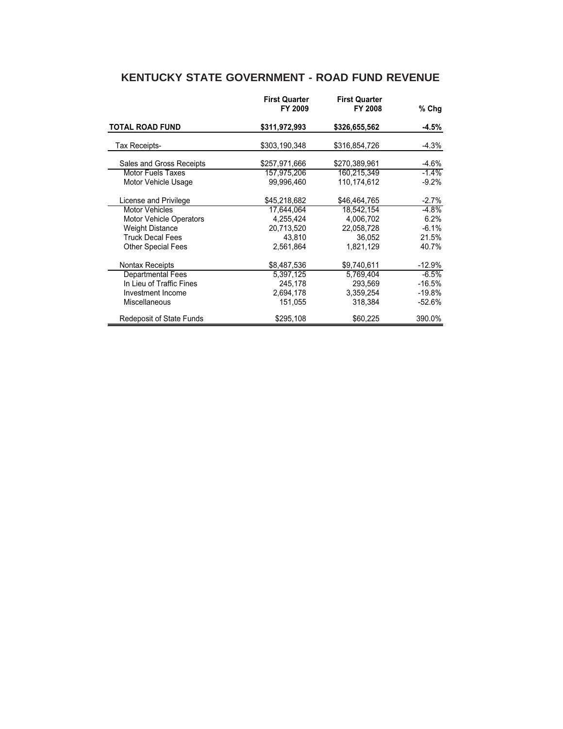## KENTUCKY STATE GOVERNMENT - ROAD FUND REVENUE

| | First Quarter FY 2009 | First Quarter FY 2008 | % Chg |
|---|---|---|---|
| **TOTAL ROAD FUND** | **$311,972,993** | **$326,655,562** | **-4.5%** |
| Tax Receipts- | $303,190,348 | $316,854,726 | -4.3% |
| Sales and Gross Receipts | $257,971,666 | $270,389,961 | -4.6% |
| Motor Fuels Taxes | 157,975,206 | 160,215,349 | -1.4% |
| Motor Vehicle Usage | 99,996,460 | 110,174,612 | -9.2% |
| License and Privilege | $45,218,682 | $46,464,765 | -2.7% |
| Motor Vehicles | 17,644,064 | 18,542,154 | -4.8% |
| Motor Vehicle Operators | 4,255,424 | 4,006,702 | 6.2% |
| Weight Distance | 20,713,520 | 22,058,728 | -6.1% |
| Truck Decal Fees | 43,810 | 36,052 | 21.5% |
| Other Special Fees | 2,561,864 | 1,821,129 | 40.7% |
| Nontax Receipts | $8,487,536 | $9,740,611 | -12.9% |
| Departmental Fees | 5,397,125 | 5,769,404 | -6.5% |
| In Lieu of Traffic Fines | 245,178 | 293,569 | -16.5% |
| Investment Income | 2,694,178 | 3,359,254 | -19.8% |
| Miscellaneous | 151,055 | 318,384 | -52.6% |
| Redeposit of State Funds | $295,108 | $60,225 | 390.0% |